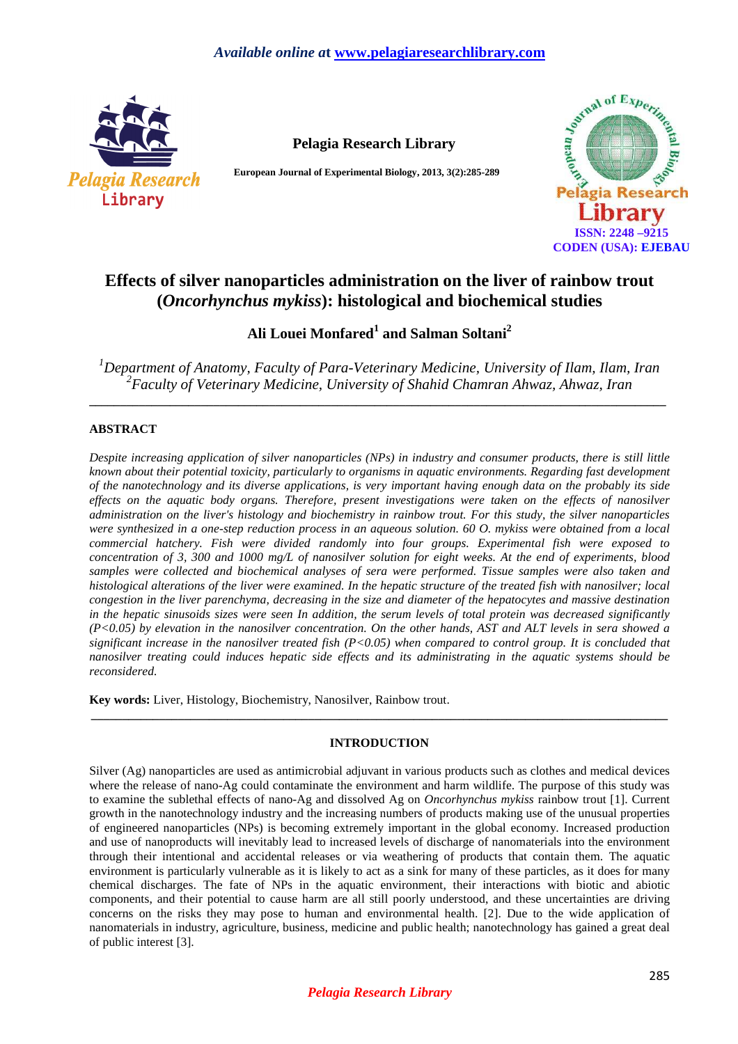# Effects of silver nanoparticles administration on the liver of rainbow trout (*Oncorhynchus mykiss*): histological and biochemical studies

**Ali Louei Monfared[1] and Salman Soltani[2]**

*[1]Department of Anatomy, Faculty of Para-Veterinary Medicine, University of Ilam, Ilam, Iran*
*[2]Faculty of Veterinary Medicine, University of Shahid Chamran Ahwaz, Ahwaz, Iran*

---

## ABSTRACT

*Despite increasing application of silver nanoparticles (NPs) in industry and consumer products, there is still little known about their potential toxicity, particularly to organisms in aquatic environments. Regarding fast development of the nanotechnology and its diverse applications, is very important having enough data on the probably its side effects on the aquatic body organs. Therefore, present investigations were taken on the effects of nanosilver administration on the liver's histology and biochemistry in rainbow trout. For this study, the silver nanoparticles were synthesized in a one-step reduction process in an aqueous solution. 60 O. mykiss were obtained from a local commercial hatchery. Fish were divided randomly into four groups. Experimental fish were exposed to concentration of 3, 300 and 1000 mg/L of nanosilver solution for eight weeks. At the end of experiments, blood samples were collected and biochemical analyses of sera were performed. Tissue samples were also taken and histological alterations of the liver were examined. In the hepatic structure of the treated fish with nanosilver; local congestion in the liver parenchyma, decreasing in the size and diameter of the hepatocytes and massive destination in the hepatic sinusoids sizes were seen In addition, the serum levels of total protein was decreased significantly ($P<0.05$) by elevation in the nanosilver concentration. On the other hands, AST and ALT levels in sera showed a significant increase in the nanosilver treated fish ($P<0.05$) when compared to control group. It is concluded that nanosilver treating could induces hepatic side effects and its administrating in the aquatic systems should be reconsidered.*

**Key words:** Liver, Histology, Biochemistry, Nanosilver, Rainbow trout.

---

## INTRODUCTION

Silver (Ag) nanoparticles are used as antimicrobial adjuvant in various products such as clothes and medical devices where the release of nano-Ag could contaminate the environment and harm wildlife. The purpose of this study was to examine the sublethal effects of nano-Ag and dissolved Ag on *Oncorhynchus mykiss* rainbow trout [1]. Current growth in the nanotechnology industry and the increasing numbers of products making use of the unusual properties of engineered nanoparticles (NPs) is becoming extremely important in the global economy. Increased production and use of nanoproducts will inevitably lead to increased levels of discharge of nanomaterials into the environment through their intentional and accidental releases or via weathering of products that contain them. The aquatic environment is particularly vulnerable as it is likely to act as a sink for many of these particles, as it does for many chemical discharges. The fate of NPs in the aquatic environment, their interactions with biotic and abiotic components, and their potential to cause harm are all still poorly understood, and these uncertainties are driving concerns on the risks they may pose to human and environmental health. [2]. Due to the wide application of nanomaterials in industry, agriculture, business, medicine and public health; nanotechnology has gained a great deal of public interest [3].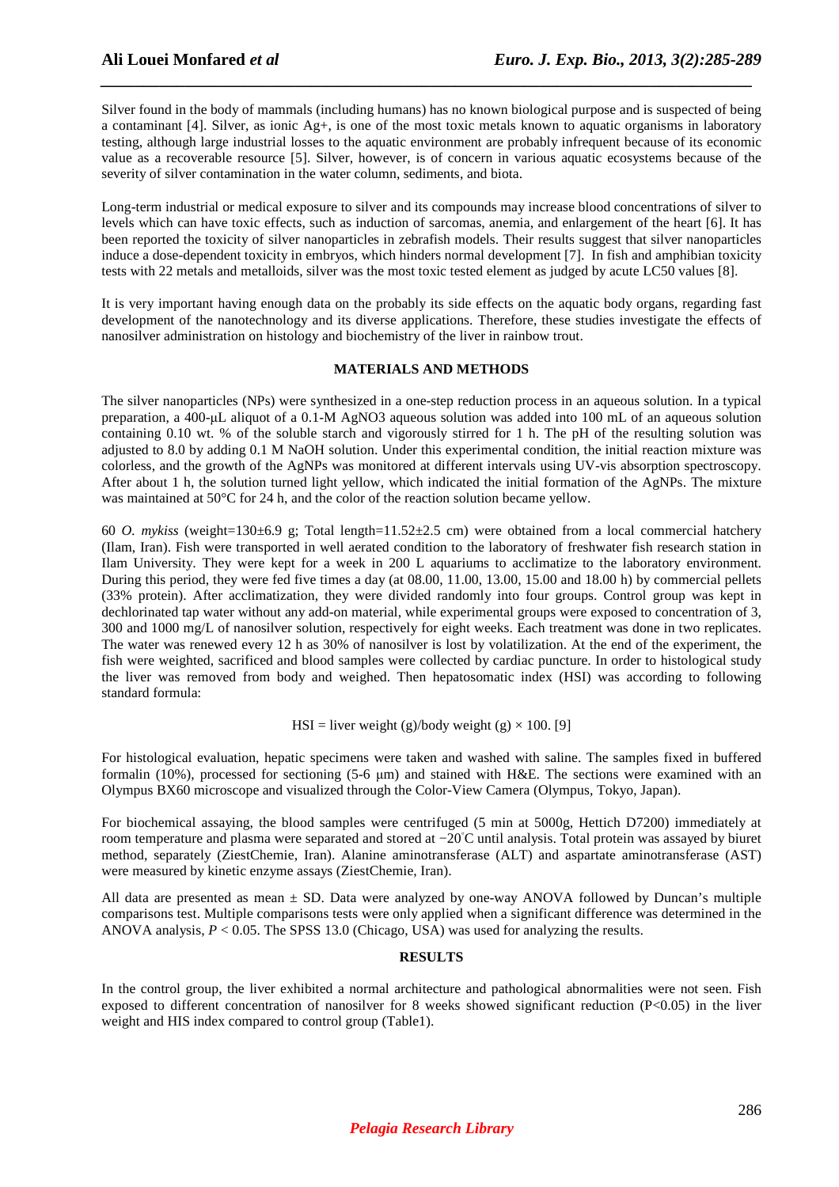Silver found in the body of mammals (including humans) has no known biological purpose and is suspected of being a contaminant [4]. Silver, as ionic $Ag^+$, is one of the most toxic metals known to aquatic organisms in laboratory testing, although large industrial losses to the aquatic environment are probably infrequent because of its economic value as a recoverable resource [5]. Silver, however, is of concern in various aquatic ecosystems because of the severity of silver contamination in the water column, sediments, and biota.

Long-term industrial or medical exposure to silver and its compounds may increase blood concentrations of silver to levels which can have toxic effects, such as induction of sarcomas, anemia, and enlargement of the heart [6]. It has been reported the toxicity of silver nanoparticles in zebrafish models. Their results suggest that silver nanoparticles induce a dose-dependent toxicity in embryos, which hinders normal development [7]. In fish and amphibian toxicity tests with 22 metals and metalloids, silver was the most toxic tested element as judged by acute LC50 values [8].

It is very important having enough data on the probably its side effects on the aquatic body organs, regarding fast development of the nanotechnology and its diverse applications. Therefore, these studies investigate the effects of nanosilver administration on histology and biochemistry of the liver in rainbow trout.

## MATERIALS AND METHODS

The silver nanoparticles (NPs) were synthesized in a one-step reduction process in an aqueous solution. In a typical preparation, a 400-μL aliquot of a 0.1-M $AgNO_3$ aqueous solution was added into 100 mL of an aqueous solution containing 0.10 wt. % of the soluble starch and vigorously stirred for 1 h. The pH of the resulting solution was adjusted to 8.0 by adding 0.1 M NaOH solution. Under this experimental condition, the initial reaction mixture was colorless, and the growth of the AgNPs was monitored at different intervals using UV-vis absorption spectroscopy. After about 1 h, the solution turned light yellow, which indicated the initial formation of the AgNPs. The mixture was maintained at 50°C for 24 h, and the color of the reaction solution became yellow.

60 *O. mykiss* (weight=130±6.9 g; Total length=11.52±2.5 cm) were obtained from a local commercial hatchery (Ilam, Iran). Fish were transported in well aerated condition to the laboratory of freshwater fish research station in Ilam University. They were kept for a week in 200 L aquariums to acclimatize to the laboratory environment. During this period, they were fed five times a day (at 08.00, 11.00, 13.00, 15.00 and 18.00 h) by commercial pellets (33% protein). After acclimatization, they were divided randomly into four groups. Control group was kept in dechlorinated tap water without any add-on material, while experimental groups were exposed to concentration of 3, 300 and 1000 mg/L of nanosilver solution, respectively for eight weeks. Each treatment was done in two replicates. The water was renewed every 12 h as 30% of nanosilver is lost by volatilization. At the end of the experiment, the fish were weighted, sacrificed and blood samples were collected by cardiac puncture. In order to histological study the liver was removed from body and weighed. Then hepatosomatic index (HSI) was according to following standard formula:

$$HSI = \text{liver weight (g)}/\text{body weight (g)} \times 100. \text{ [9]}$$

For histological evaluation, hepatic specimens were taken and washed with saline. The samples fixed in buffered formalin (10%), processed for sectioning (5-6 μm) and stained with H&E. The sections were examined with an Olympus BX60 microscope and visualized through the Color-View Camera (Olympus, Tokyo, Japan).

For biochemical assaying, the blood samples were centrifuged (5 min at 5000g, Hettich D7200) immediately at room temperature and plasma were separated and stored at −20°C until analysis. Total protein was assayed by biuret method, separately (ZiestChemie, Iran). Alanine aminotransferase (ALT) and aspartate aminotransferase (AST) were measured by kinetic enzyme assays (ZiestChemie, Iran).

All data are presented as mean ± SD. Data were analyzed by one-way ANOVA followed by Duncan's multiple comparisons test. Multiple comparisons tests were only applied when a significant difference was determined in the ANOVA analysis, $P < 0.05$. The SPSS 13.0 (Chicago, USA) was used for analyzing the results.

## RESULTS

In the control group, the liver exhibited a normal architecture and pathological abnormalities were not seen. Fish exposed to different concentration of nanosilver for 8 weeks showed significant reduction ($P<0.05$) in the liver weight and HIS index compared to control group (Table1).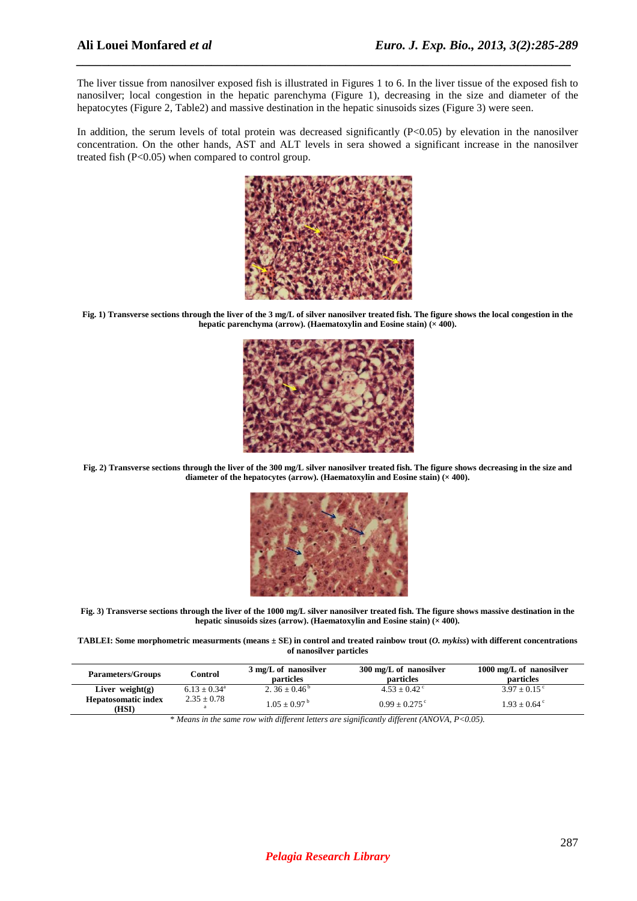The liver tissue from nanosilver exposed fish is illustrated in Figures 1 to 6. In the liver tissue of the exposed fish to nanosilver; local congestion in the hepatic parenchyma (Figure 1), decreasing in the size and diameter of the hepatocytes (Figure 2, Table2) and massive destination in the hepatic sinusoids sizes (Figure 3) were seen.

In addition, the serum levels of total protein was decreased significantly (P<0.05) by elevation in the nanosilver concentration. On the other hands, AST and ALT levels in sera showed a significant increase in the nanosilver treated fish (P<0.05) when compared to control group.

**Fig. 1) Transverse sections through the liver of the 3 mg/L of silver nanosilver treated fish. The figure shows the local congestion in the hepatic parenchyma (arrow). (Haematoxylin and Eosine stain) (× 400).**

**Fig. 2) Transverse sections through the liver of the 300 mg/L silver nanosilver treated fish. The figure shows decreasing in the size and diameter of the hepatocytes (arrow). (Haematoxylin and Eosine stain) (× 400).**

**Fig. 3) Transverse sections through the liver of the 1000 mg/L silver nanosilver treated fish. The figure shows massive destination in the hepatic sinusoids sizes (arrow). (Haematoxylin and Eosine stain) (× 400).**

**TABLEI: Some morphometric measurments (means ± SE) in control and treated rainbow trout (*O. mykiss*) with different concentrations of nanosilver particles**

| Parameters/Groups | Control | 3 mg/L of nanosilver particles | 300 mg/L of nanosilver particles | 1000 mg/L of nanosilver particles |
|---|---|---|---|---|
| Liver weight(g) | $6.13 \pm 0.34^{a}$ | $2.36 \pm 0.46^{b}$ | $4.53 \pm 0.42^{c}$ | $3.97 \pm 0.15^{c}$ |
| Hepatosomatic index (HSI) | $2.35 \pm 0.78^{a}$ | $1.05 \pm 0.97^{b}$ | $0.99 \pm 0.275^{c}$ | $1.93 \pm 0.64^{c}$ |

*\* Means in the same row with different letters are significantly different (ANOVA, P<0.05).*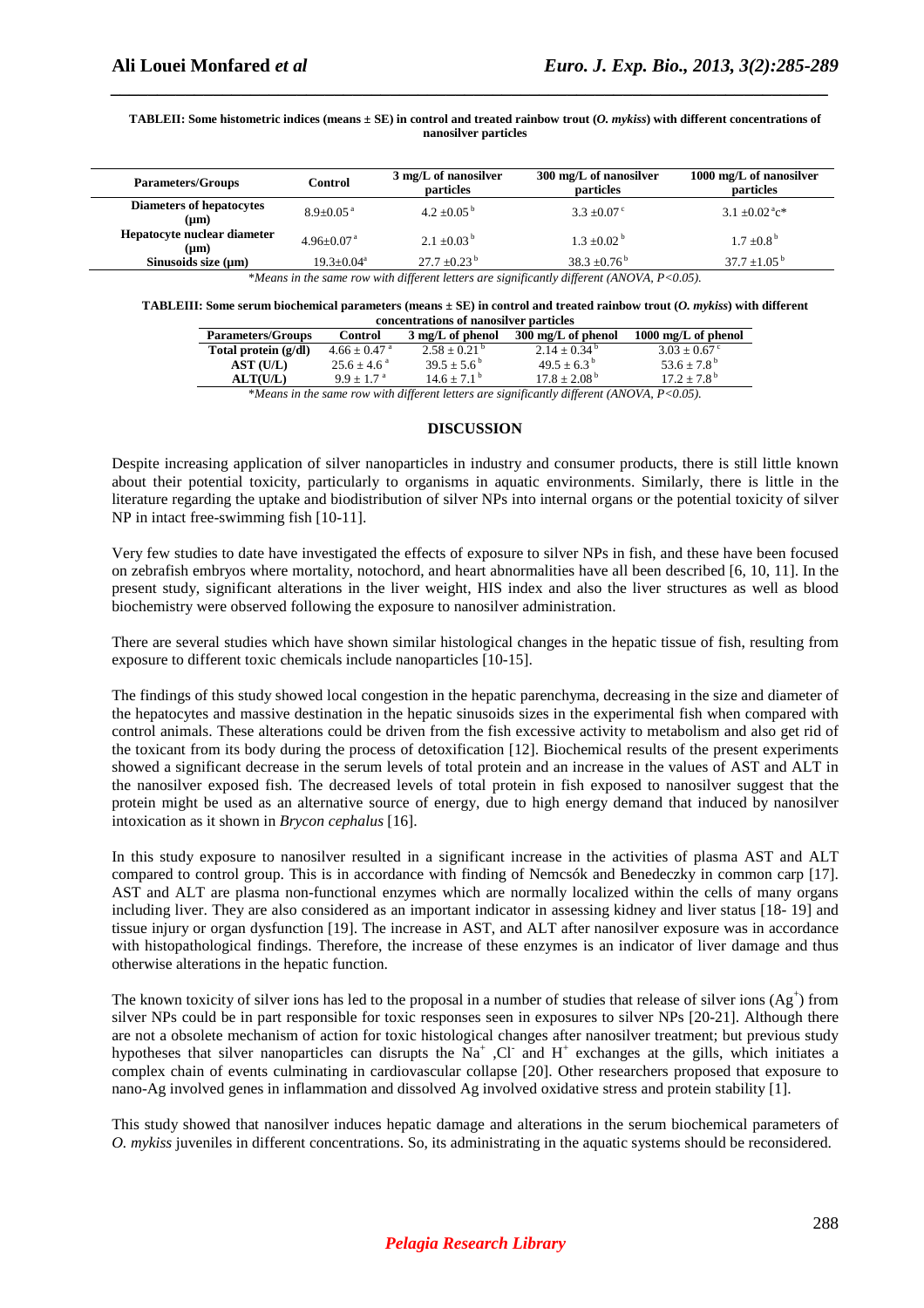**TABLEII: Some histometric indices (means ± SE) in control and treated rainbow trout (*O. mykiss*) with different concentrations of nanosilver particles**

| Parameters/Groups | Control | 3 mg/L of nanosilver particles | 300 mg/L of nanosilver particles | 1000 mg/L of nanosilver particles |
|---|---|---|---|---|
| Diameters of hepatocytes (μm) | 8.9±0.05 [a] | 4.2 ±0.05 [b] | 3.3 ±0.07 [c] | 3.1 ±0.02 [a]c* |
| Hepatocyte nuclear diameter (μm) | 4.96±0.07 [a] | 2.1 ±0.03 [b] | 1.3 ±0.02 [b] | 1.7 ±0.8 [b] |
| Sinusoids size (μm) | 19.3±0.04[a] | 27.7 ±0.23 [b] | 38.3 ±0.76 [b] | 37.7 ±1.05 [b] |

*\*Means in the same row with different letters are significantly different (ANOVA, P<0.05).*

**TABLEIII: Some serum biochemical parameters (means ± SE) in control and treated rainbow trout (*O. mykiss*) with different concentrations of nanosilver particles**

| Parameters/Groups | Control | 3 mg/L of phenol | 300 mg/L of phenol | 1000 mg/L of phenol |
|---|---|---|---|---|
| Total protein (g/dl) | 4.66 ± 0.47 [a] | 2.58 ± 0.21 [b] | 2.14 ± 0.34 [b] | 3.03 ± 0.67 [c] |
| AST (U/L) | 25.6 ± 4.6 [a] | 39.5 ± 5.6 [b] | 49.5 ± 6.3 [b] | 53.6 ± 7.8 [b] |
| ALT(U/L) | 9.9 ± 1.7 [a] | 14.6 ± 7.1 [b] | 17.8 ± 2.08 [b] | 17.2 ± 7.8 [b] |

*\*Means in the same row with different letters are significantly different (ANOVA, P<0.05).*

## DISCUSSION

Despite increasing application of silver nanoparticles in industry and consumer products, there is still little known about their potential toxicity, particularly to organisms in aquatic environments. Similarly, there is little in the literature regarding the uptake and biodistribution of silver NPs into internal organs or the potential toxicity of silver NP in intact free-swimming fish [10-11].

Very few studies to date have investigated the effects of exposure to silver NPs in fish, and these have been focused on zebrafish embryos where mortality, notochord, and heart abnormalities have all been described [6, 10, 11]. In the present study, significant alterations in the liver weight, HIS index and also the liver structures as well as blood biochemistry were observed following the exposure to nanosilver administration.

There are several studies which have shown similar histological changes in the hepatic tissue of fish, resulting from exposure to different toxic chemicals include nanoparticles [10-15].

The findings of this study showed local congestion in the hepatic parenchyma, decreasing in the size and diameter of the hepatocytes and massive destination in the hepatic sinusoids sizes in the experimental fish when compared with control animals. These alterations could be driven from the fish excessive activity to metabolism and also get rid of the toxicant from its body during the process of detoxification [12]. Biochemical results of the present experiments showed a significant decrease in the serum levels of total protein and an increase in the values of AST and ALT in the nanosilver exposed fish. The decreased levels of total protein in fish exposed to nanosilver suggest that the protein might be used as an alternative source of energy, due to high energy demand that induced by nanosilver intoxication as it shown in *Brycon cephalus* [16].

In this study exposure to nanosilver resulted in a significant increase in the activities of plasma AST and ALT compared to control group. This is in accordance with finding of Nemcsók and Benedeczky in common carp [17]. AST and ALT are plasma non-functional enzymes which are normally localized within the cells of many organs including liver. They are also considered as an important indicator in assessing kidney and liver status [18- 19] and tissue injury or organ dysfunction [19]. The increase in AST, and ALT after nanosilver exposure was in accordance with histopathological findings. Therefore, the increase of these enzymes is an indicator of liver damage and thus otherwise alterations in the hepatic function.

The known toxicity of silver ions has led to the proposal in a number of studies that release of silver ions ($Ag^{+}$) from silver NPs could be in part responsible for toxic responses seen in exposures to silver NPs [20-21]. Although there are not a obsolete mechanism of action for toxic histological changes after nanosilver treatment; but previous study hypotheses that silver nanoparticles can disrupts the $Na^{+}$ ,$Cl^{-}$ and $H^{+}$ exchanges at the gills, which initiates a complex chain of events culminating in cardiovascular collapse [20]. Other researchers proposed that exposure to nano-Ag involved genes in inflammation and dissolved Ag involved oxidative stress and protein stability [1].

This study showed that nanosilver induces hepatic damage and alterations in the serum biochemical parameters of *O. mykiss* juveniles in different concentrations. So, its administrating in the aquatic systems should be reconsidered.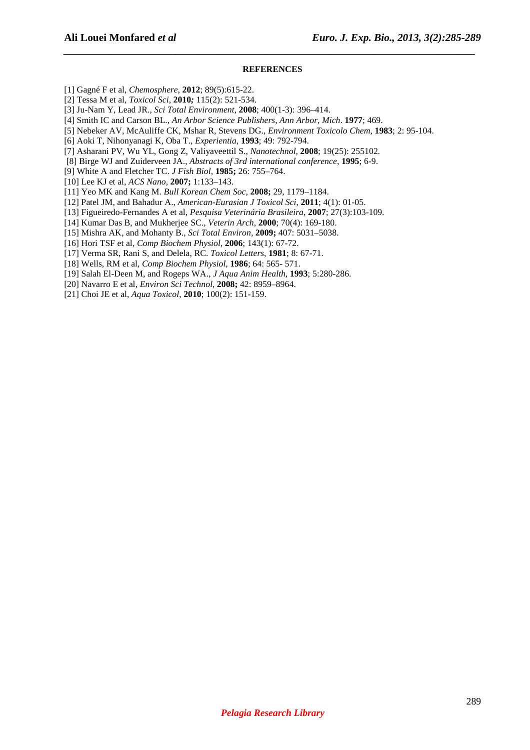**REFERENCES**

[1] Gagné F et al, *Chemosphere*, **2012**; 89(5):615-22.
[2] Tessa M et al, *Toxicol Sci*, **2010;** 115(2): 521-534.
[3] Ju-Nam Y, Lead JR., *Sci Total Environment*, **2008**; 400(1-3): 396–414.
[4] Smith IC and Carson BL., *An Arbor Science Publishers, Ann Arbor, Mich*. **1977**; 469.
[5] Nebeker AV, McAuliffe CK, Mshar R, Stevens DG., *Environment Toxicolo Chem*, **1983**; 2: 95-104.
[6] Aoki T, Nihonyanagi K, Oba T., *Experientia*, **1993**; 49: 792-794.
[7] Asharani PV, Wu YL, Gong Z, Valiyaveettil S., *Nanotechnol*, **2008**; 19(25): 255102.
[8] Birge WJ and Zuiderveen JA., *Abstracts of 3rd international conference*, **1995**; 6-9.
[9] White A and Fletcher TC. *J Fish Biol*, **1985;** 26: 755–764.
[10] Lee KJ et al, *ACS Nano*, **2007;** 1:133–143.
[11] Yeo MK and Kang M. *Bull Korean Chem Soc*, **2008;** 29, 1179–1184.
[12] Patel JM, and Bahadur A., *American-Eurasian J Toxicol Sci*, **2011**; 4(1): 01-05.
[13] Figueiredo-Fernandes A et al, *Pesquisa Veterinária Brasileira*, **2007**; 27(3):103-109.
[14] Kumar Das B, and Mukherjee SC., *Veterin Arch*, **2000**; 70(4): 169-180.
[15] Mishra AK, and Mohanty B., *Sci Total Environ*, **2009;** 407: 5031–5038.
[16] Hori TSF et al, *Comp Biochem Physiol*, **2006**; 143(1): 67-72.
[17] Verma SR, Rani S, and Delela, RC. *Toxicol Letters*, **1981**; 8: 67-71.
[18] Wells, RM et al, *Comp Biochem Physiol*, **1986**; 64: 565- 571.
[19] Salah El-Deen M, and Rogeps WA., *J Aqua Anim Health*, **1993**; 5:280-286.
[20] Navarro E et al, *Environ Sci Technol*, **2008;** 42: 8959–8964.
[21] Choi JE et al, *Aqua Toxicol*, **2010**; 100(2): 151-159.